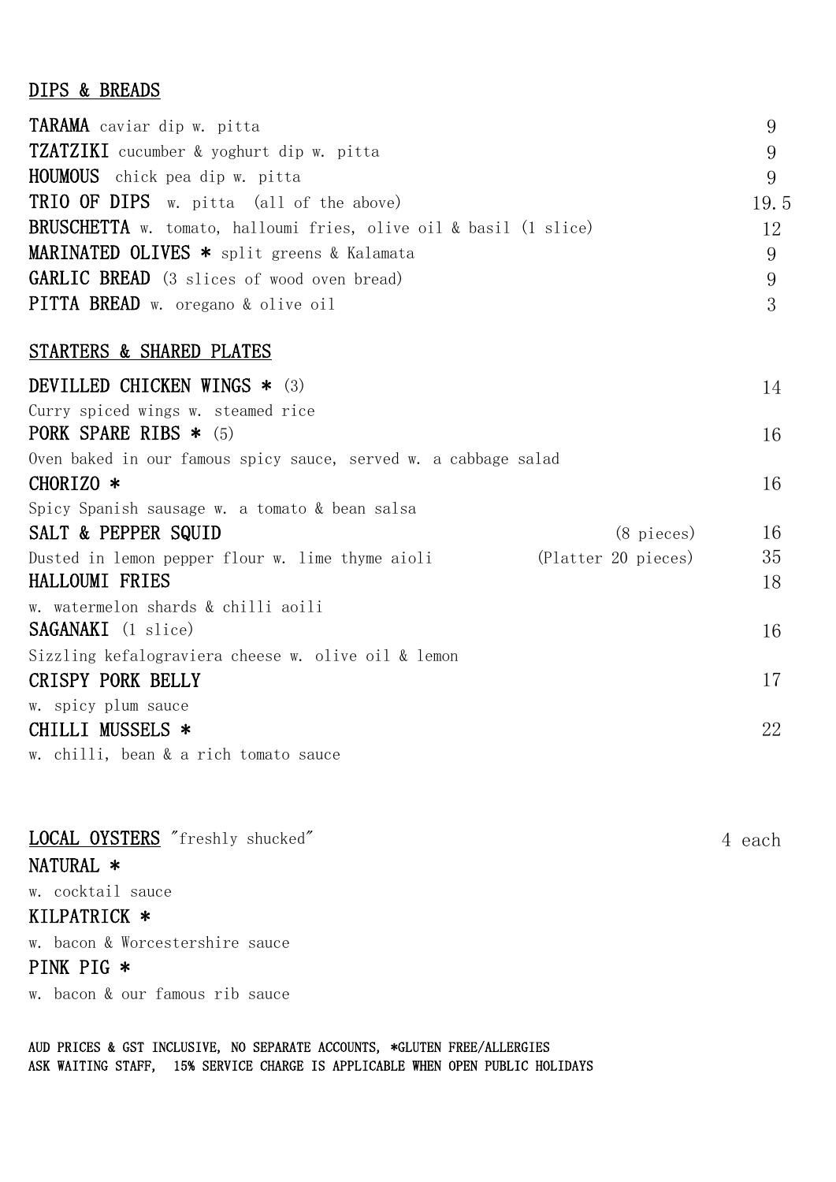## DIPS & BREADS

| Item | Price |
|---|---|
| **TARAMA** caviar dip w. pitta | 9 |
| **TZATZIKI** cucumber & yoghurt dip w. pitta | 9 |
| **HOUMOUS** chick pea dip w. pitta | 9 |
| **TRIO OF DIPS** w. pitta (all of the above) | 19.5 |
| **BRUSCHETTA** w. tomato, halloumi fries, olive oil & basil (1 slice) | 12 |
| **MARINATED OLIVES** * split greens & Kalamata | 9 |
| **GARLIC BREAD** (3 slices of wood oven bread) | 9 |
| **PITTA BREAD** w. oregano & olive oil | 3 |

## STARTERS & SHARED PLATES

**DEVILLED CHICKEN WINGS * (3)** — 14
Curry spiced wings w. steamed rice

**PORK SPARE RIBS * (5)** — 16
Oven baked in our famous spicy sauce, served w. a cabbage salad

**CHORIZO *** — 16
Spicy Spanish sausage w. a tomato & bean salsa

**SALT & PEPPER SQUID** (8 pieces) — 16
Dusted in lemon pepper flour w. lime thyme aioli (Platter 20 pieces) — 35

**HALLOUMI FRIES** — 18
w. watermelon shards & chilli aoili

**SAGANAKI** (1 slice) — 16
Sizzling kefalograviera cheese w. olive oil & lemon

**CRISPY PORK BELLY** — 17
w. spicy plum sauce

**CHILLI MUSSELS *** — 22
w. chilli, bean & a rich tomato sauce

## LOCAL OYSTERS "freshly shucked" — 4 each

**NATURAL ***
w. cocktail sauce

**KILPATRICK ***
w. bacon & Worcestershire sauce

**PINK PIG ***
w. bacon & our famous rib sauce

AUD PRICES & GST INCLUSIVE, NO SEPARATE ACCOUNTS, *GLUTEN FREE/ALLERGIES ASK WAITING STAFF, 15% SERVICE CHARGE IS APPLICABLE WHEN OPEN PUBLIC HOLIDAYS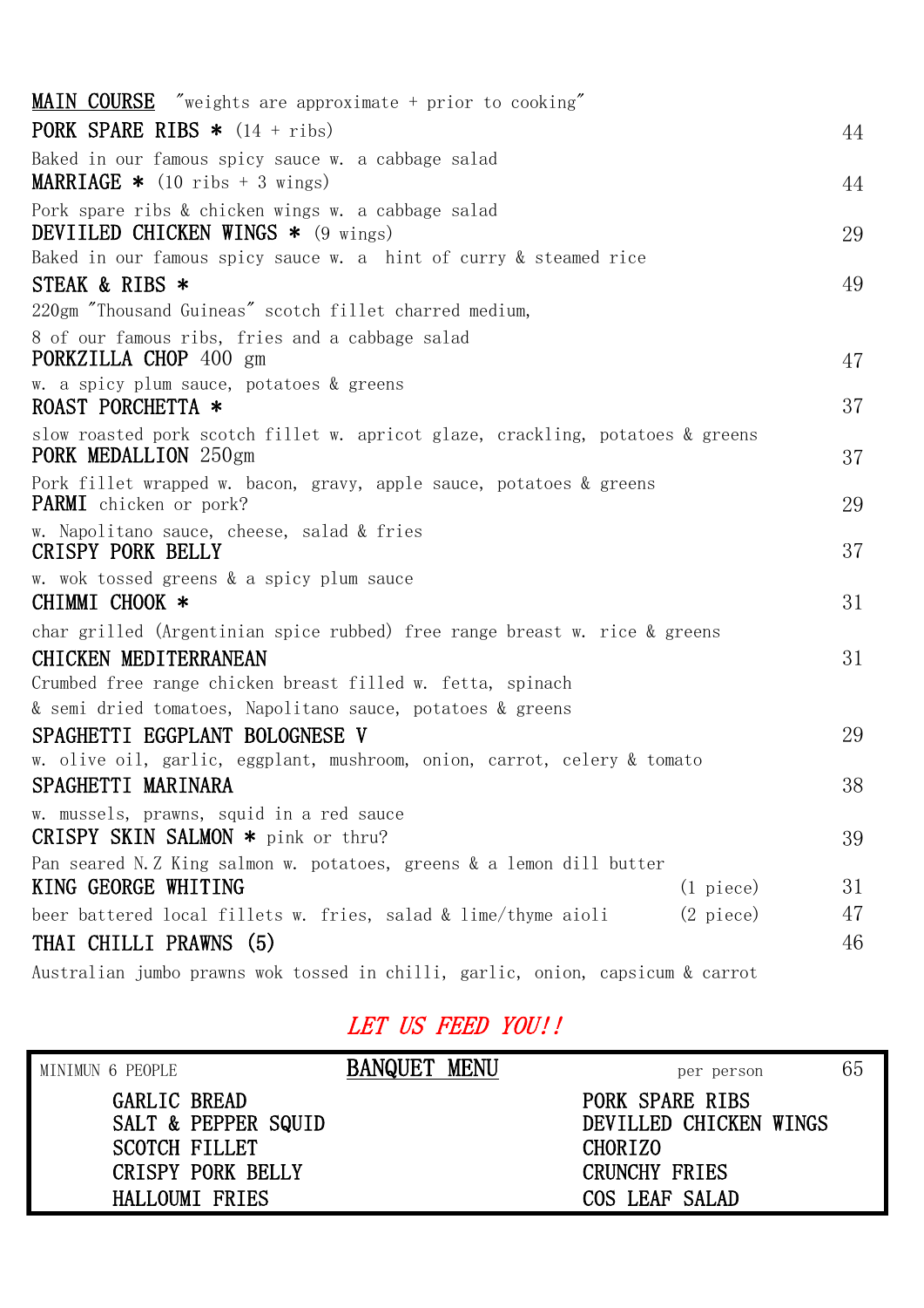## MAIN COURSE "weights are approximate + prior to cooking"

**PORK SPARE RIBS *** (14 + ribs) — 44
Baked in our famous spicy sauce w. a cabbage salad

**MARRIAGE *** (10 ribs + 3 wings) — 44
Pork spare ribs & chicken wings w. a cabbage salad

**DEVIILED CHICKEN WINGS *** (9 wings) — 29
Baked in our famous spicy sauce w. a hint of curry & steamed rice

**STEAK & RIBS *** — 49
220gm "Thousand Guineas" scotch fillet charred medium,
8 of our famous ribs, fries and a cabbage salad

**PORKZILLA CHOP** 400 gm — 47
w. a spicy plum sauce, potatoes & greens

**ROAST PORCHETTA *** — 37
slow roasted pork scotch fillet w. apricot glaze, crackling, potatoes & greens

**PORK MEDALLION** 250gm — 37
Pork fillet wrapped w. bacon, gravy, apple sauce, potatoes & greens

**PARMI** chicken or pork? — 29
w. Napolitano sauce, cheese, salad & fries

**CRISPY PORK BELLY** — 37
w. wok tossed greens & a spicy plum sauce

**CHIMMI CHOOK *** — 31
char grilled (Argentinian spice rubbed) free range breast w. rice & greens

**CHICKEN MEDITERRANEAN** — 31
Crumbed free range chicken breast filled w. fetta, spinach
& semi dried tomatoes, Napolitano sauce, potatoes & greens

**SPAGHETTI EGGPLANT BOLOGNESE V** — 29
w. olive oil, garlic, eggplant, mushroom, onion, carrot, celery & tomato

**SPAGHETTI MARINARA** — 38
w. mussels, prawns, squid in a red sauce

**CRISPY SKIN SALMON *** pink or thru? — 39
Pan seared N.Z King salmon w. potatoes, greens & a lemon dill butter

**KING GEORGE WHITING** — (1 piece) 31 / (2 piece) 47
beer battered local fillets w. fries, salad & lime/thyme aioli

**THAI CHILLI PRAWNS (5)** — 46
Australian jumbo prawns wok tossed in chilli, garlic, onion, capsicum & carrot

*LET US FEED YOU!!*

## BANQUET MENU

MINIMUN 6 PEOPLE — per person 65

- GARLIC BREAD
- SALT & PEPPER SQUID
- SCOTCH FILLET
- CRISPY PORK BELLY
- HALLOUMI FRIES
- PORK SPARE RIBS
- DEVILLED CHICKEN WINGS
- CHORIZO
- CRUNCHY FRIES
- COS LEAF SALAD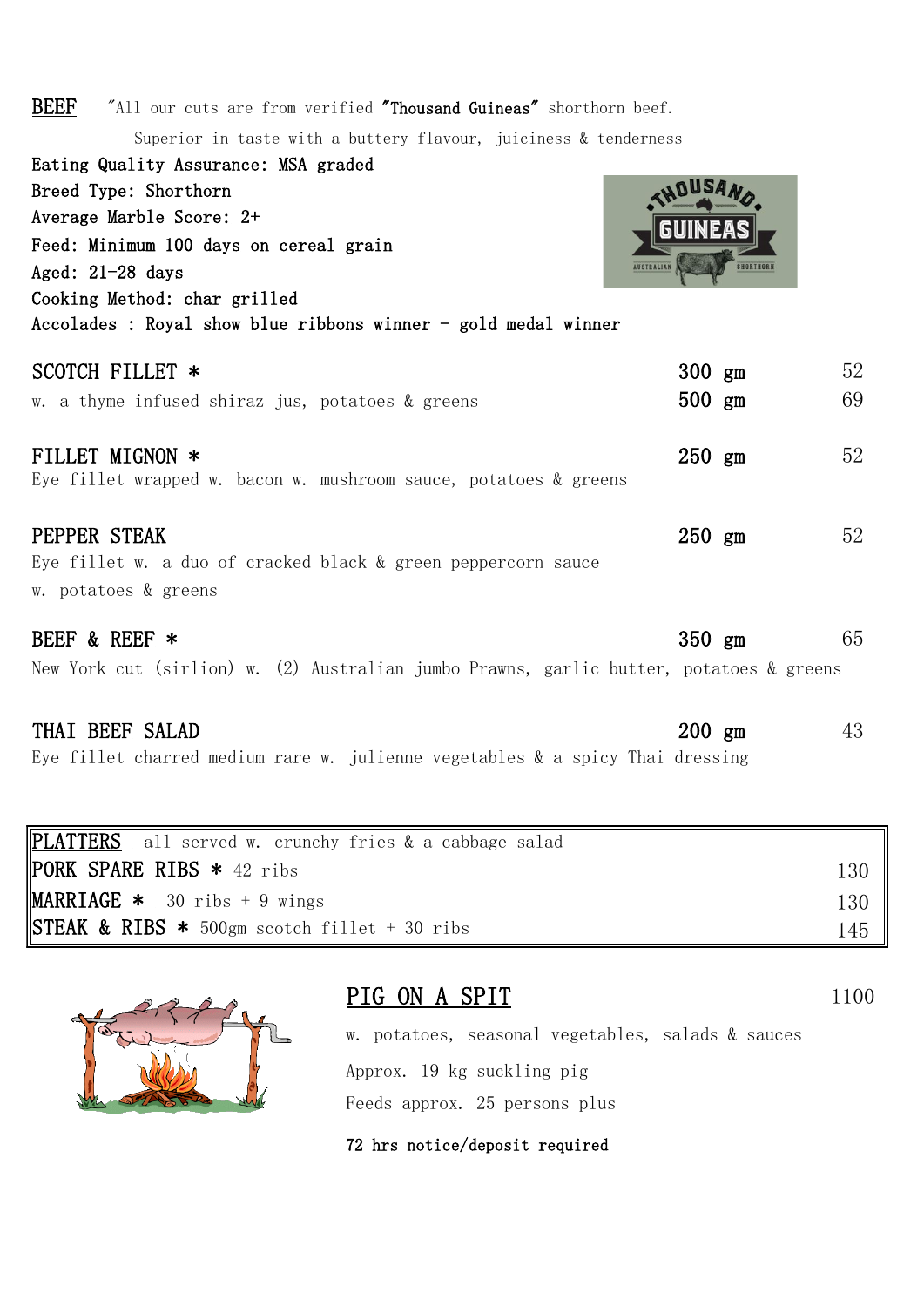## BEEF

"All our cuts are from verified **"Thousand Guineas"** shorthorn beef.
Superior in taste with a buttery flavour, juiciness & tenderness

Eating Quality Assurance: MSA graded
Breed Type: Shorthorn
Average Marble Score: 2+
Feed: Minimum 100 days on cereal grain
Aged: 21-28 days
Cooking Method: char grilled
Accolades : Royal show blue ribbons winner - gold medal winner

| Item | Size | Price |
|---|---|---|
| **SCOTCH FILLET *** <br> w. a thyme infused shiraz jus, potatoes & greens | 300 gm <br> 500 gm | 52 <br> 69 |
| **FILLET MIGNON *** <br> Eye fillet wrapped w. bacon w. mushroom sauce, potatoes & greens | 250 gm | 52 |
| **PEPPER STEAK** <br> Eye fillet w. a duo of cracked black & green peppercorn sauce w. potatoes & greens | 250 gm | 52 |
| **BEEF & REEF *** <br> New York cut (sirlion) w. (2) Australian jumbo Prawns, garlic butter, potatoes & greens | 350 gm | 65 |
| **THAI BEEF SALAD** <br> Eye fillet charred medium rare w. julienne vegetables & a spicy Thai dressing | 200 gm | 43 |

## PLATTERS

all served w. crunchy fries & a cabbage salad

| Platter | Price |
|---|---|
| **PORK SPARE RIBS *** 42 ribs | 130 |
| **MARRIAGE *** 30 ribs + 9 wings | 130 |
| **STEAK & RIBS *** 500gm scotch fillet + 30 ribs | 145 |

## PIG ON A SPIT — 1100

w. potatoes, seasonal vegetables, salads & sauces

Approx. 19 kg suckling pig

Feeds approx. 25 persons plus

72 hrs notice/deposit required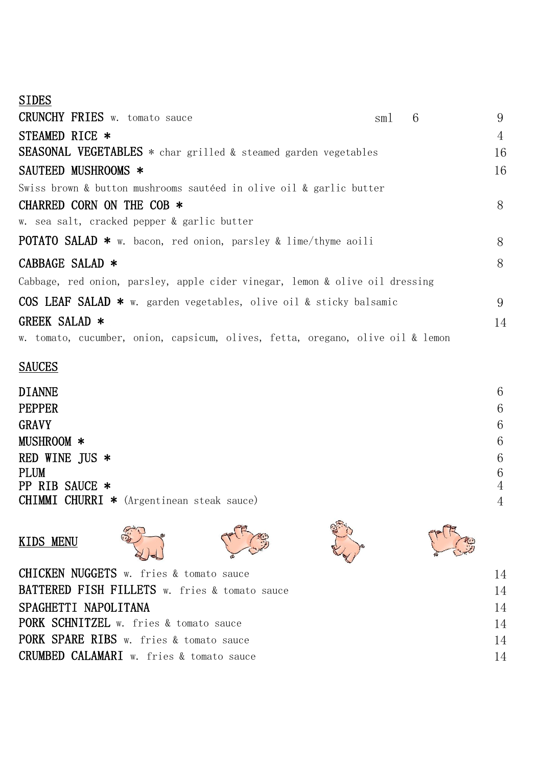## SIDES

**CRUNCHY FRIES** w. tomato sauce sml 6 9

**STEAMED RICE** * 4

**SEASONAL VEGETABLES** * char grilled & steamed garden vegetables 16

**SAUTEED MUSHROOMS** * 16
Swiss brown & button mushrooms sautéed in olive oil & garlic butter

**CHARRED CORN ON THE COB** * 8
w. sea salt, cracked pepper & garlic butter

**POTATO SALAD** * w. bacon, red onion, parsley & lime/thyme aoili 8

**CABBAGE SALAD** * 8
Cabbage, red onion, parsley, apple cider vinegar, lemon & olive oil dressing

**COS LEAF SALAD** * w. garden vegetables, olive oil & sticky balsamic 9

**GREEK SALAD** * 14
w. tomato, cucumber, onion, capsicum, olives, fetta, oregano, olive oil & lemon

## SAUCES

**DIANNE** 6
**PEPPER** 6
**GRAVY** 6
**MUSHROOM** * 6
**RED WINE JUS** * 6
**PLUM** 6
**PP RIB SAUCE** * 4
**CHIMMI CHURRI** * (Argentinean steak sauce) 4

## KIDS MENU

**CHICKEN NUGGETS** w. fries & tomato sauce 14
**BATTERED FISH FILLETS** w. fries & tomato sauce 14
**SPAGHETTI NAPOLITANA** 14
**PORK SCHNITZEL** w. fries & tomato sauce 14
**PORK SPARE RIBS** w. fries & tomato sauce 14
**CRUMBED CALAMARI** w. fries & tomato sauce 14